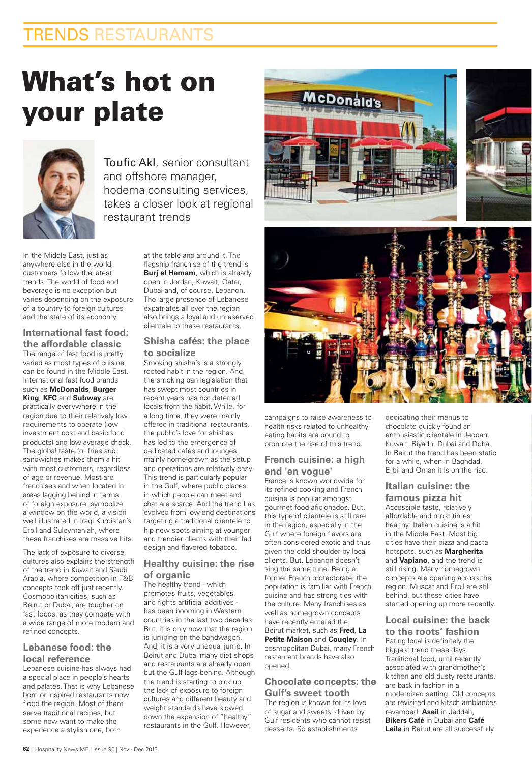# What's hot on your plate

Toufic Akl, senior consultant and offshore manager, hodema consulting services, takes a closer look at regional restaurant trends

In the Middle East, just as anywhere else in the world, customers follow the latest trends. The world of food and beverage is no exception but varies depending on the exposure of a country to foreign cultures and the state of its economy.

## International fast food: the affordable classic

The range of fast food is pretty varied as most types of cuisine can be found in the Middle East. International fast food brands such as **McDonalds**, **Burger King**, **KFC** and **Subway** are practically everywhere in the region due to their relatively low requirements to operate (low investment cost and basic food products) and low average check. The global taste for fries and sandwiches makes them a hit with most customers, regardless of age or revenue. Most are franchises and when located in areas lagging behind in terms of foreign exposure, symbolize a window on the world, a vision well illustrated in Iraqi Kurdistan's Erbil and Suleymaniah, where these franchises are massive hits.

The lack of exposure to diverse cultures also explains the strength of the trend in Kuwait and Saudi Arabia, where competition in F&B concepts took off just recently. Cosmopolitan cities, such as Beirut or Dubai, are tougher on fast foods, as they compete with a wide range of more modern and refined concepts.

## Lebanese food: the local reference

Lebanese cuisine has always had a special place in people's hearts and palates. That is why Lebanese born or inspired restaurants now flood the region. Most of them serve traditional recipes, but some now want to make the experience a stylish one, both at the table and around it. The flagship franchise of the trend is **Burj el Hamam**, which is already open in Jordan, Kuwait, Qatar, Dubai and, of course, Lebanon. The large presence of Lebanese expatriates all over the region also brings a loyal and unreserved clientele to these restaurants.

## Shisha cafés: the place to socialize

Smoking shisha's is a strongly rooted habit in the region. And, the smoking ban legislation that has swept most countries in recent years has not deterred locals from the habit. While, for a long time, they were mainly offered in traditional restaurants, the public's love for shishas has led to the emergence of dedicated cafés and lounges, mainly home-grown as the setup and operations are relatively easy. This trend is particularly popular in the Gulf, where public places in which people can meet and chat are scarce. And the trend has evolved from low-end destinations targeting a traditional clientele to hip new spots aiming at younger and trendier clients with their fad design and flavored tobacco.

## Healthy cuisine: the rise of organic

The healthy trend - which promotes fruits, vegetables and fights artificial additives - has been booming in Western countries in the last two decades. But, it is only now that the region is jumping on the bandwagon. And, it is a very unequal jump. In Beirut and Dubai many diet shops and restaurants are already open but the Gulf lags behind. Although the trend is starting to pick up, the lack of exposure to foreign cultures and different beauty and weight standards have slowed down the expansion of "healthy" restaurants in the Gulf. However, campaigns to raise awareness to health risks related to unhealthy eating habits are bound to promote the rise of this trend.

## French cuisine: a high end 'en vogue'

France is known worldwide for its refined cooking and French cuisine is popular amongst gourmet food aficionados. But, this type of clientele is still rare in the region, especially in the Gulf where foreign flavors are often considered exotic and thus given the cold shoulder by local clients. But, Lebanon doesn't sing the same tune. Being a former French protectorate, the population is familiar with French cuisine and has strong ties with the culture. Many franchises as well as homegrown concepts have recently entered the Beirut market, such as **Fred**, **La Petite Maison** and **Couqley**. In cosmopolitan Dubai, many French restaurant brands have also opened.

## Chocolate concepts: the Gulf's sweet tooth

The region is known for its love of sugar and sweets, driven by Gulf residents who cannot resist desserts. So establishments dedicating their menus to chocolate quickly found an enthusiastic clientele in Jeddah, Kuwait, Riyadh, Dubai and Doha. In Beirut the trend has been static for a while, when in Baghdad, Erbil and Oman it is on the rise.

## Italian cuisine: the famous pizza hit

Accessible taste, relatively affordable and most times healthy: Italian cuisine is a hit in the Middle East. Most big cities have their pizza and pasta hotspots, such as **Margherita** and **Vapiano**, and the trend is still rising. Many homegrown concepts are opening across the region. Muscat and Erbil are still behind, but these cities have started opening up more recently.

## Local cuisine: the back to the roots' fashion

Eating local is definitely the biggest trend these days. Traditional food, until recently associated with grandmother's kitchen and old dusty restaurants, are back in fashion in a modernized setting. Old concepts are revisited and kitsch ambiances revamped: **Aseel** in Jeddah, **Bikers Café** in Dubai and **Café Leila** in Beirut are all successfully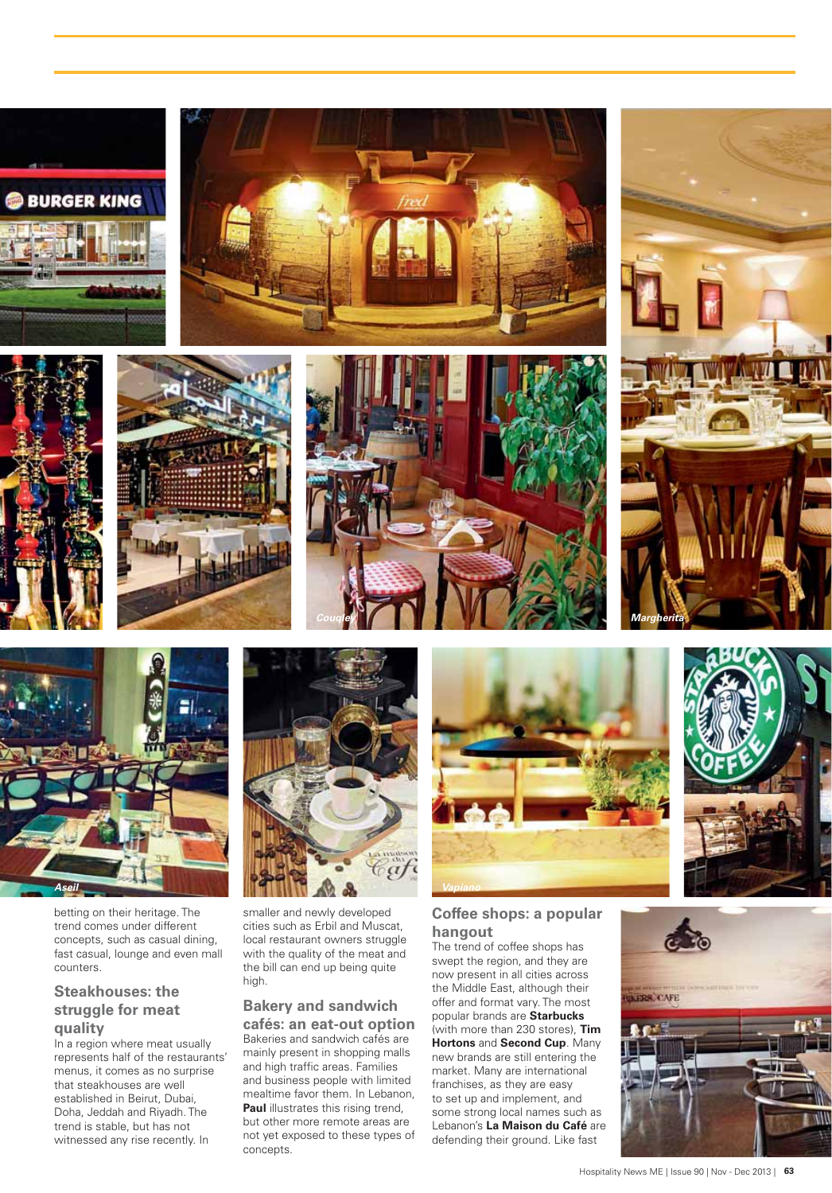Couqley

Margherita

Aseil

Vapiano

betting on their heritage. The trend comes under different concepts, such as casual dining, fast casual, lounge and even mall counters.

## Steakhouses: the struggle for meat quality

In a region where meat usually represents half of the restaurants' menus, it comes as no surprise that steakhouses are well established in Beirut, Dubai, Doha, Jeddah and Riyadh. The trend is stable, but has not witnessed any rise recently. In smaller and newly developed cities such as Erbil and Muscat, local restaurant owners struggle with the quality of the meat and the bill can end up being quite high.

## Bakery and sandwich cafés: an eat-out option

Bakeries and sandwich cafés are mainly present in shopping malls and high traffic areas. Families and business people with limited mealtime favor them. In Lebanon, **Paul** illustrates this rising trend, but other more remote areas are not yet exposed to these types of concepts.

## Coffee shops: a popular hangout

The trend of coffee shops has swept the region, and they are now present in all cities across the Middle East, although their offer and format vary. The most popular brands are **Starbucks** (with more than 230 stores), **Tim Hortons** and **Second Cup**. Many new brands are still entering the market. Many are international franchises, as they are easy to set up and implement, and some strong local names such as Lebanon's **La Maison du Café** are defending their ground. Like fast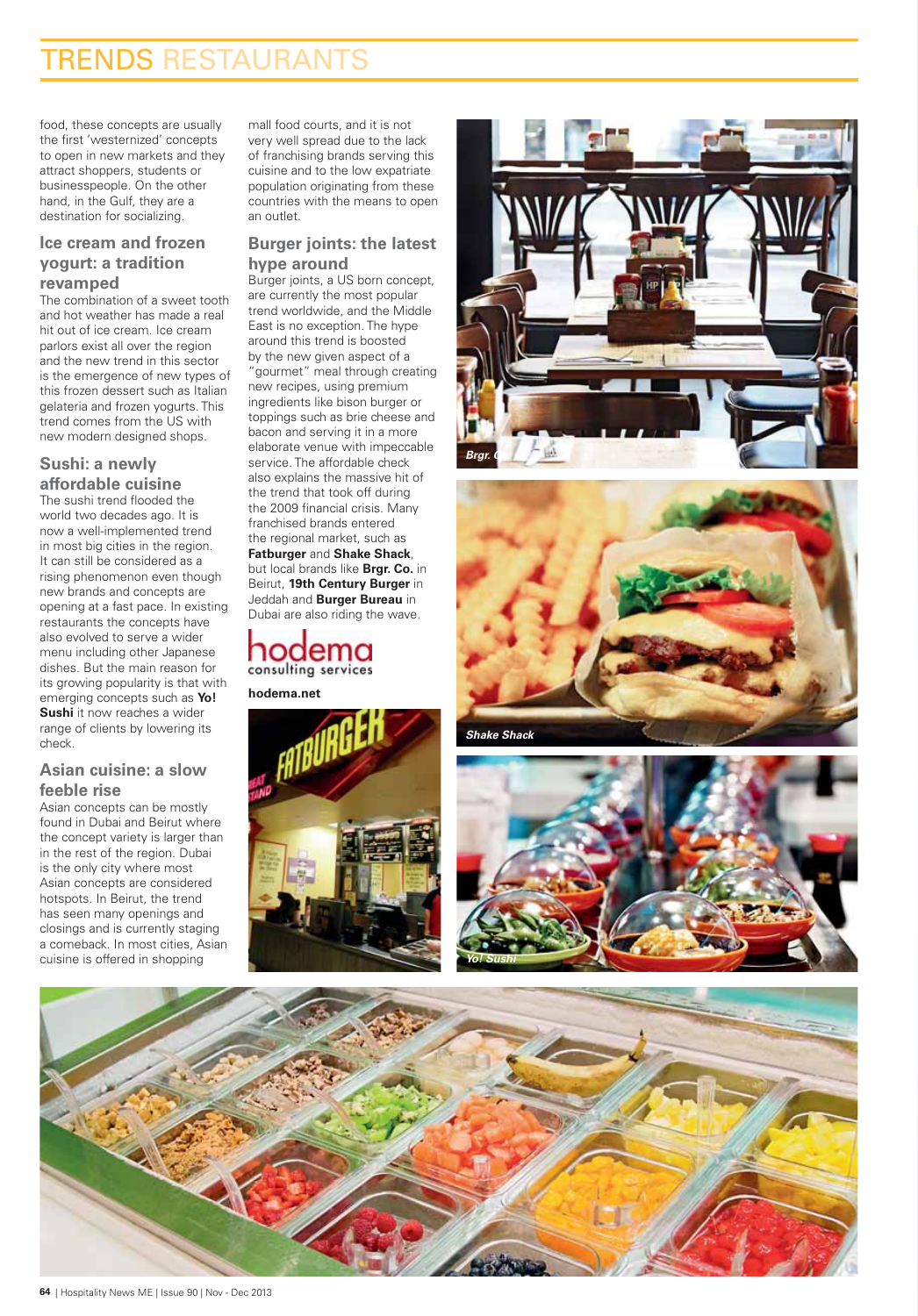food, these concepts are usually the first 'westernized' concepts to open in new markets and they attract shoppers, students or businesspeople. On the other hand, in the Gulf, they are a destination for socializing.

## Ice cream and frozen yogurt: a tradition revamped

The combination of a sweet tooth and hot weather has made a real hit out of ice cream. Ice cream parlors exist all over the region and the new trend in this sector is the emergence of new types of this frozen dessert such as Italian gelateria and frozen yogurts. This trend comes from the US with new modern designed shops.

## Sushi: a newly affordable cuisine

The sushi trend flooded the world two decades ago. It is now a well-implemented trend in most big cities in the region. It can still be considered as a rising phenomenon even though new brands and concepts are opening at a fast pace. In existing restaurants the concepts have also evolved to serve a wider menu including other Japanese dishes. But the main reason for its growing popularity is that with emerging concepts such as **Yo! Sushi** it now reaches a wider range of clients by lowering its check.

## Asian cuisine: a slow feeble rise

Asian concepts can be mostly found in Dubai and Beirut where the concept variety is larger than in the rest of the region. Dubai is the only city where most Asian concepts are considered hotspots. In Beirut, the trend has seen many openings and closings and is currently staging a comeback. In most cities, Asian cuisine is offered in shopping mall food courts, and it is not very well spread due to the lack of franchising brands serving this cuisine and to the low expatriate population originating from these countries with the means to open an outlet.

## Burger joints: the latest hype around

Burger joints, a US born concept, are currently the most popular trend worldwide, and the Middle East is no exception. The hype around this trend is boosted by the new given aspect of a "gourmet" meal through creating new recipes, using premium ingredients like bison burger or toppings such as brie cheese and bacon and serving it in a more elaborate venue with impeccable service. The affordable check also explains the massive hit of the trend that took off during the 2009 financial crisis. Many franchised brands entered the regional market, such as **Fatburger** and **Shake Shack**, but local brands like **Brgr. Co.** in Beirut, **19th Century Burger** in Jeddah and **Burger Bureau** in Dubai are also riding the wave.

hodema consulting services

**hodema.net**

*Brgr. Co.*

*Shake Shack*

*Yo! Sushi*